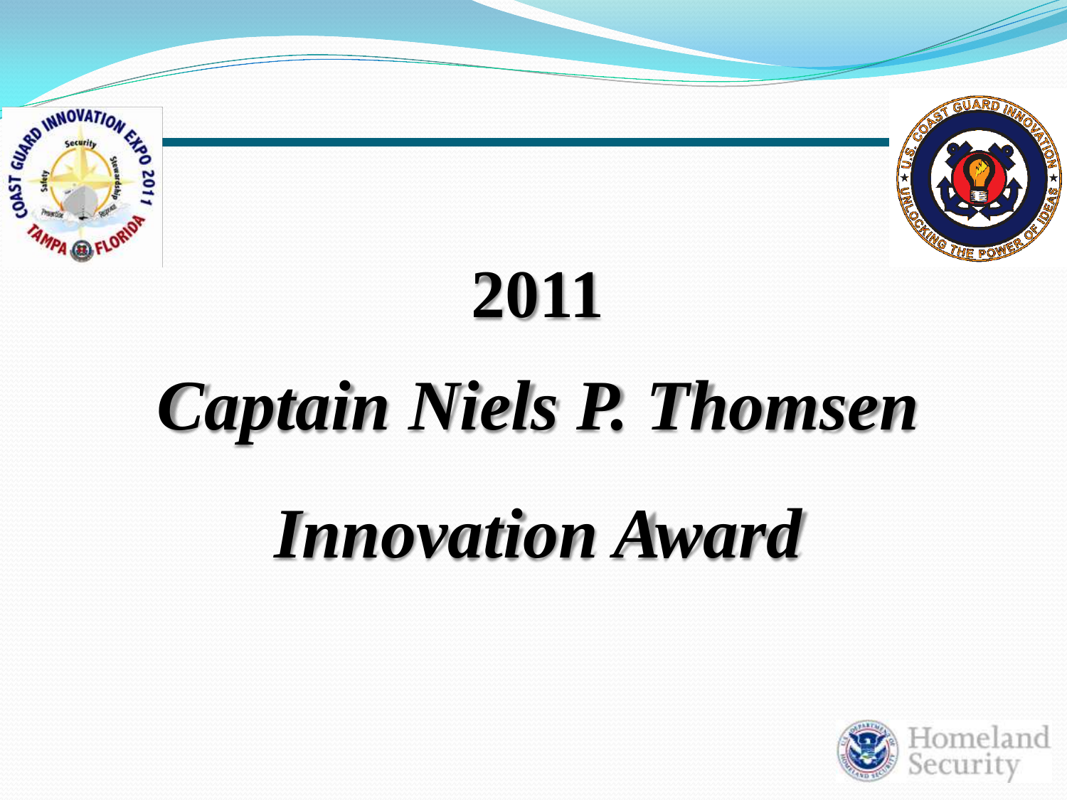# 2011

# *Captain Niels P. Thomsen*

# *Innovation Award*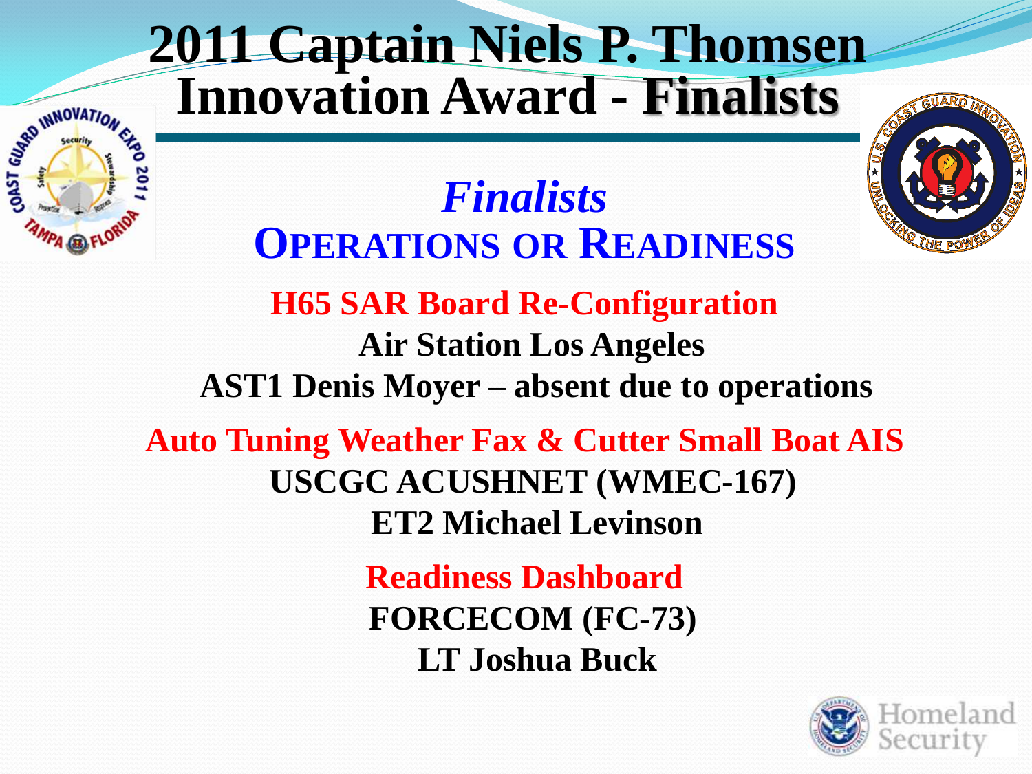# 2011 Captain Niels P. Thomsen Innovation Award - Finalists

## *Finalists*
## OPERATIONS OR READINESS

**H65 SAR Board Re-Configuration**
**Air Station Los Angeles**
**AST1 Denis Moyer – absent due to operations**

**Auto Tuning Weather Fax & Cutter Small Boat AIS**
**USCGC ACUSHNET (WMEC-167)**
**ET2 Michael Levinson**

**Readiness Dashboard**
**FORCECOM (FC-73)**
**LT Joshua Buck**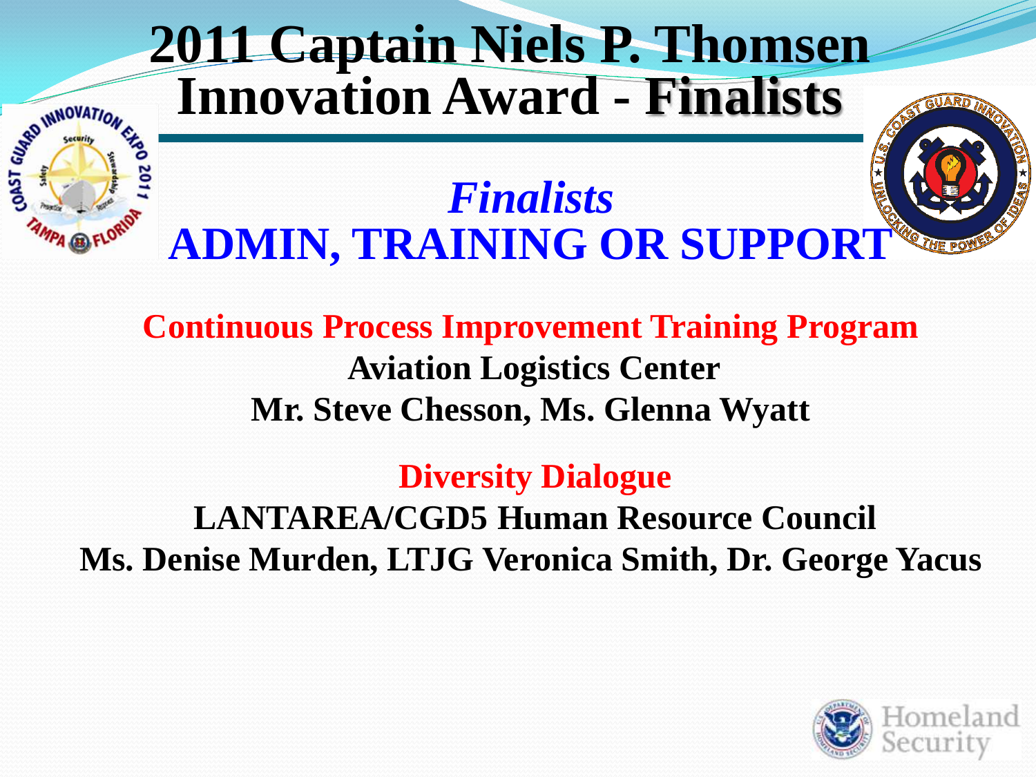# 2011 Captain Niels P. Thomsen Innovation Award - Finalists

## *Finalists*
## ADMIN, TRAINING OR SUPPORT

**Continuous Process Improvement Training Program**
**Aviation Logistics Center**
**Mr. Steve Chesson, Ms. Glenna Wyatt**

**Diversity Dialogue**
**LANTAREA/CGD5 Human Resource Council**
**Ms. Denise Murden, LTJG Veronica Smith, Dr. George Yacus**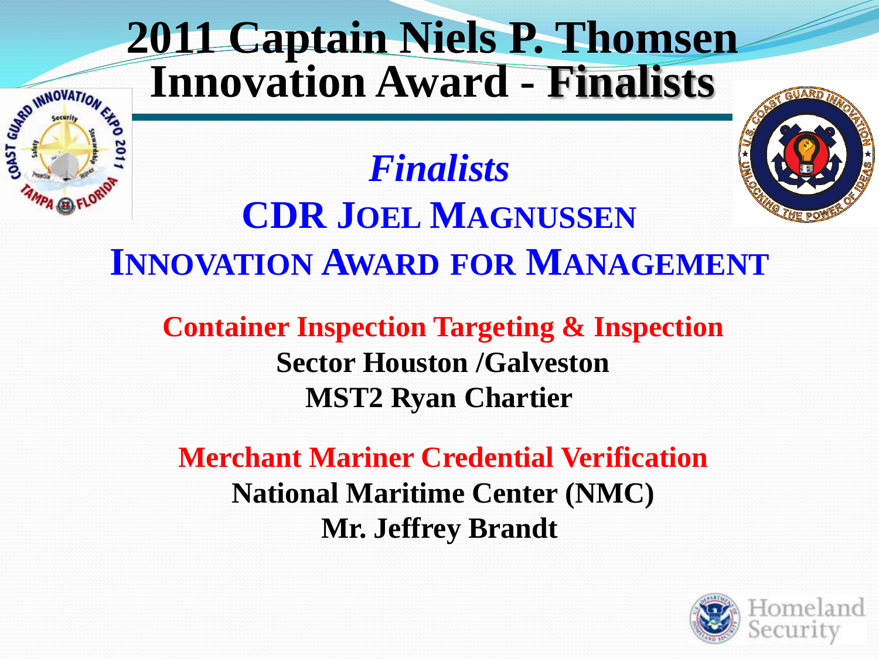# 2011 Captain Niels P. Thomsen Innovation Award - Finalists

## *Finalists*

## CDR Joel Magnussen Innovation Award for Management

**Container Inspection Targeting & Inspection**
**Sector Houston /Galveston**
**MST2 Ryan Chartier**

**Merchant Mariner Credential Verification**
**National Maritime Center (NMC)**
**Mr. Jeffrey Brandt**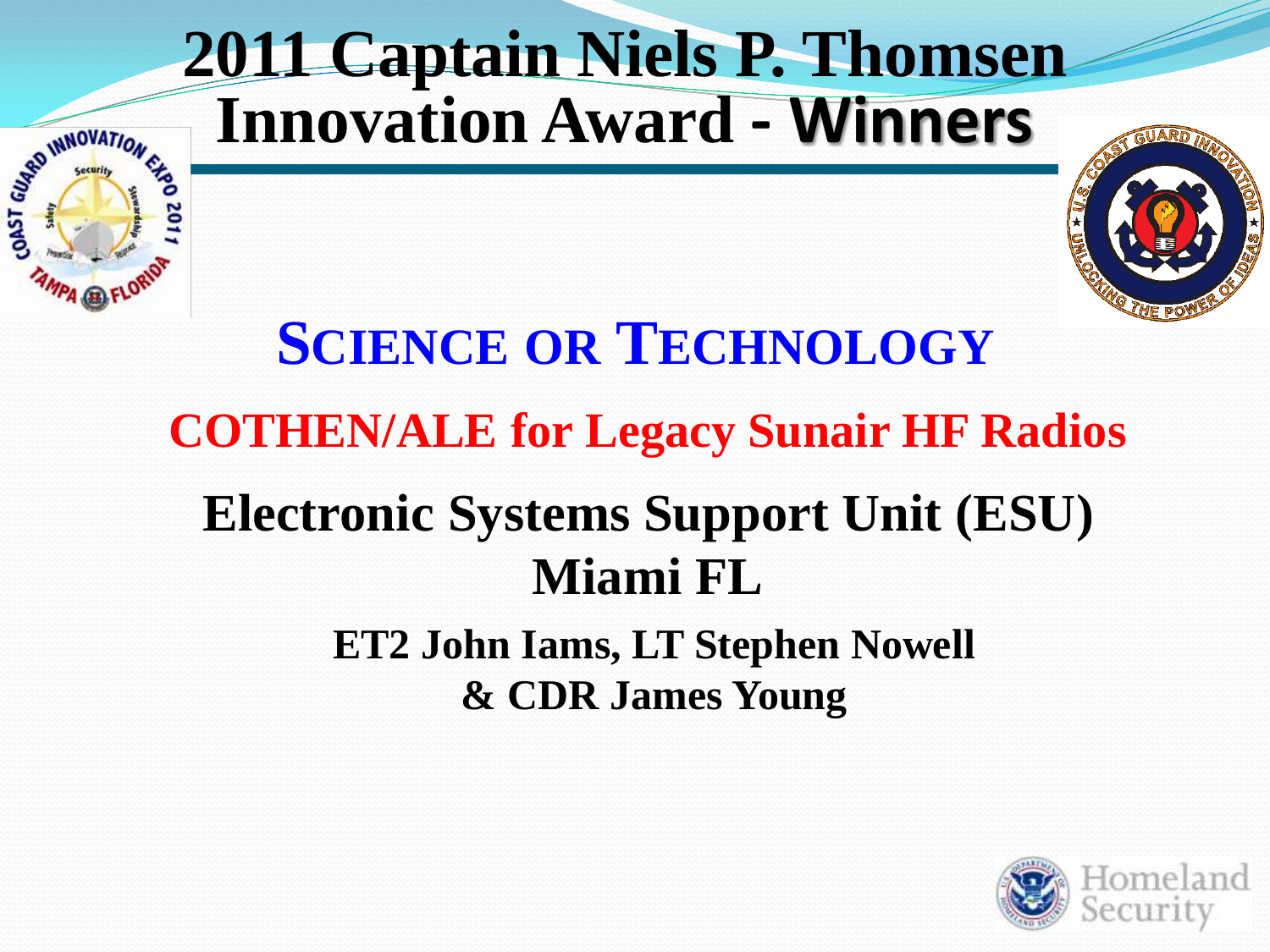# 2011 Captain Niels P. Thomsen Innovation Award - **Winners**

## SCIENCE OR TECHNOLOGY

**COTHEN/ALE for Legacy Sunair HF Radios**

**Electronic Systems Support Unit (ESU) Miami FL**

**ET2 John Iams, LT Stephen Nowell & CDR James Young**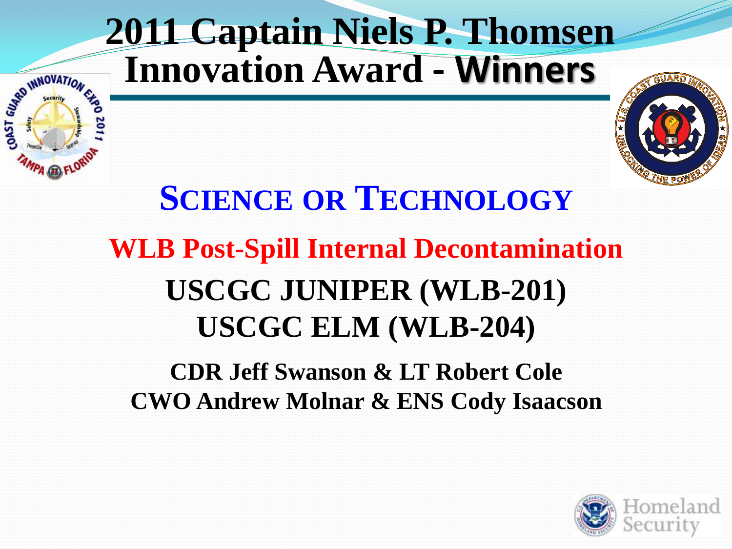# 2011 Captain Niels P. Thomsen Innovation Award - Winners

## SCIENCE OR TECHNOLOGY

### WLB Post-Spill Internal Decontamination

**USCGC JUNIPER (WLB-201)**
**USCGC ELM (WLB-204)**

**CDR Jeff Swanson & LT Robert Cole**
**CWO Andrew Molnar & ENS Cody Isaacson**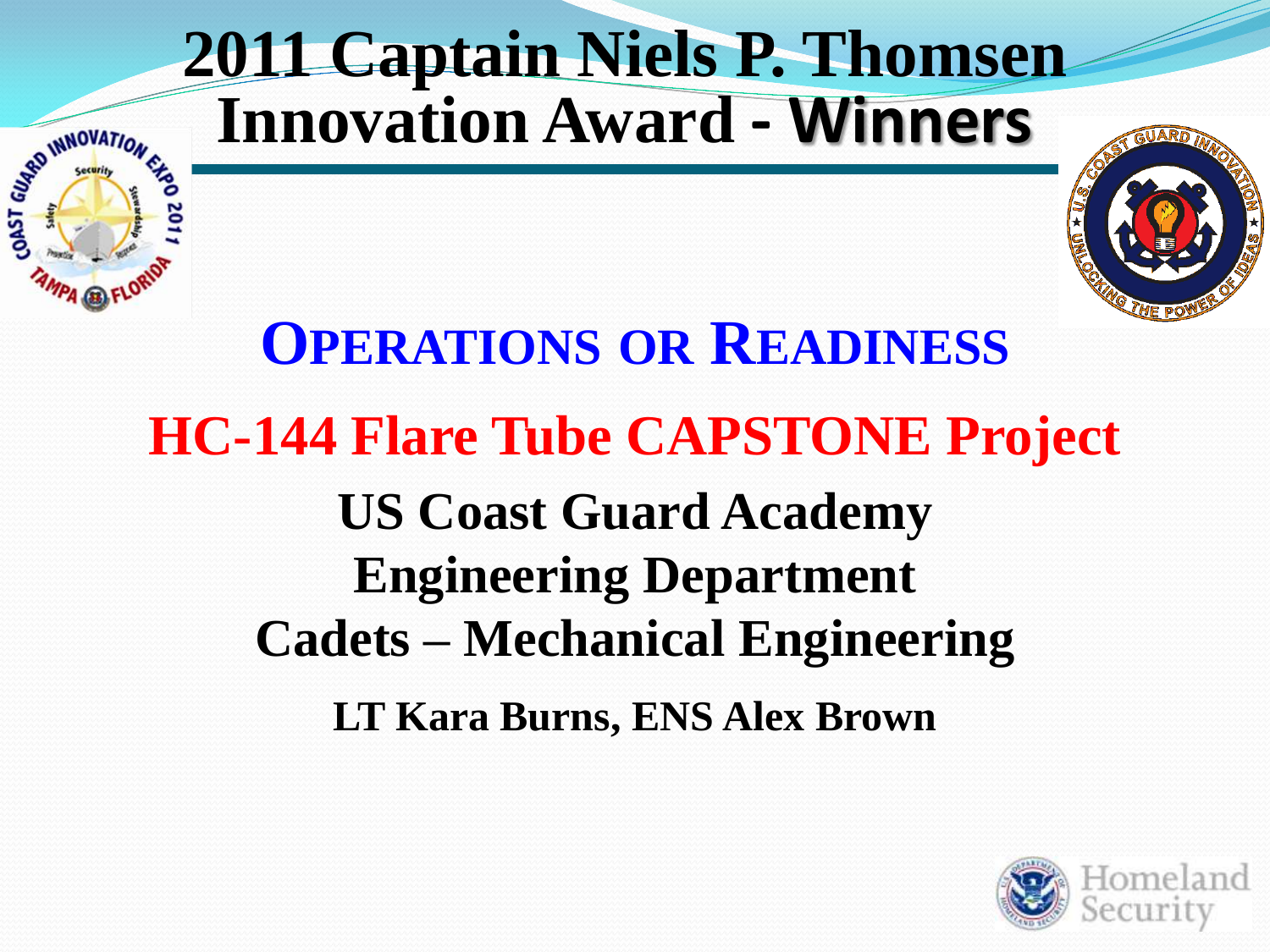# 2011 Captain Niels P. Thomsen Innovation Award - Winners

## Operations or Readiness

### HC-144 Flare Tube CAPSTONE Project

**US Coast Guard Academy**

**Engineering Department**

**Cadets – Mechanical Engineering**

**LT Kara Burns, ENS Alex Brown**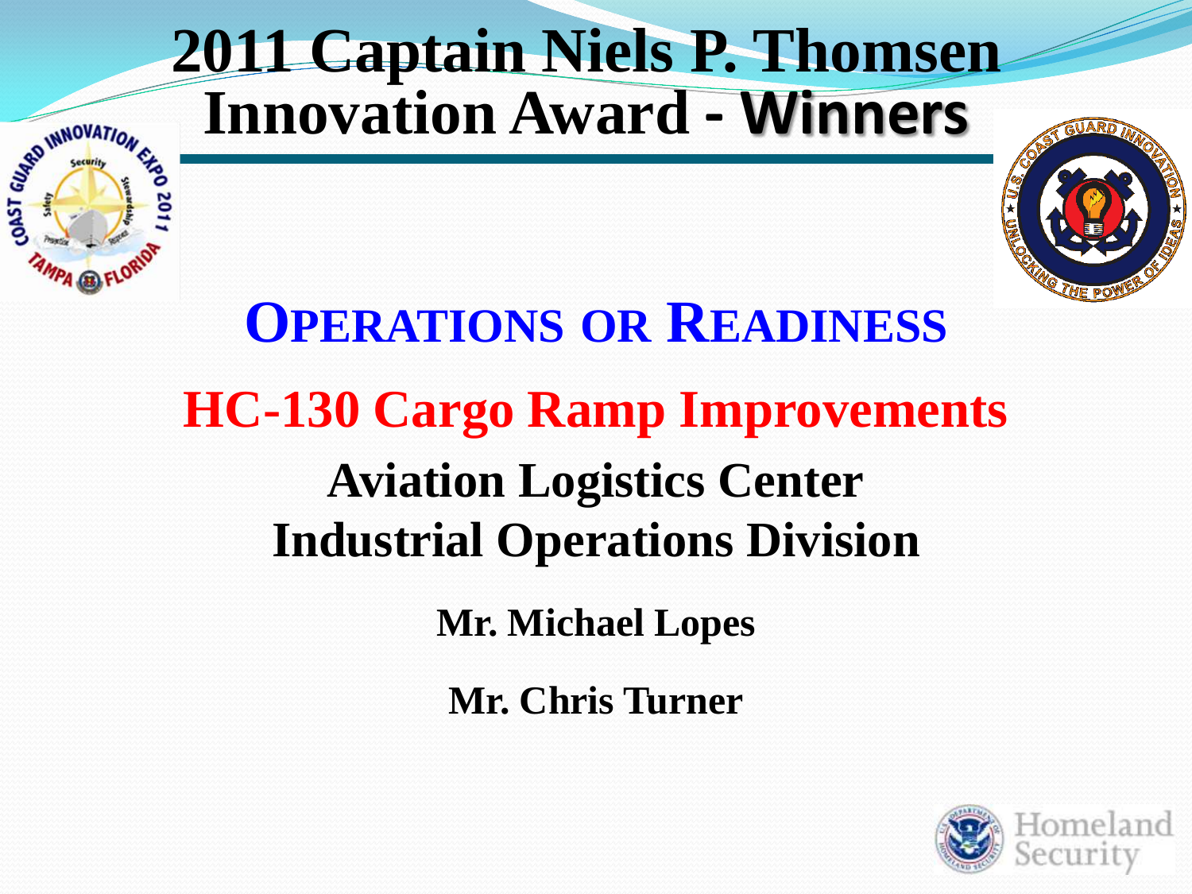# 2011 Captain Niels P. Thomsen Innovation Award - Winners

## Operations or Readiness

### HC-130 Cargo Ramp Improvements

**Aviation Logistics Center**
**Industrial Operations Division**

**Mr. Michael Lopes**

**Mr. Chris Turner**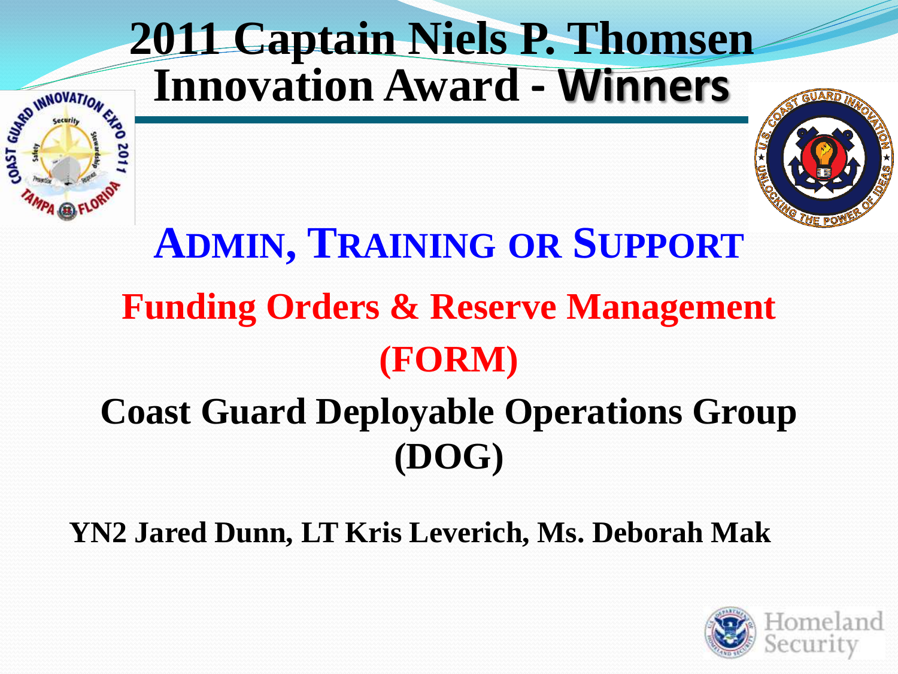# 2011 Captain Niels P. Thomsen Innovation Award - Winners

## ADMIN, TRAINING OR SUPPORT

### Funding Orders & Reserve Management (FORM)

### Coast Guard Deployable Operations Group (DOG)

**YN2 Jared Dunn, LT Kris Leverich, Ms. Deborah Mak**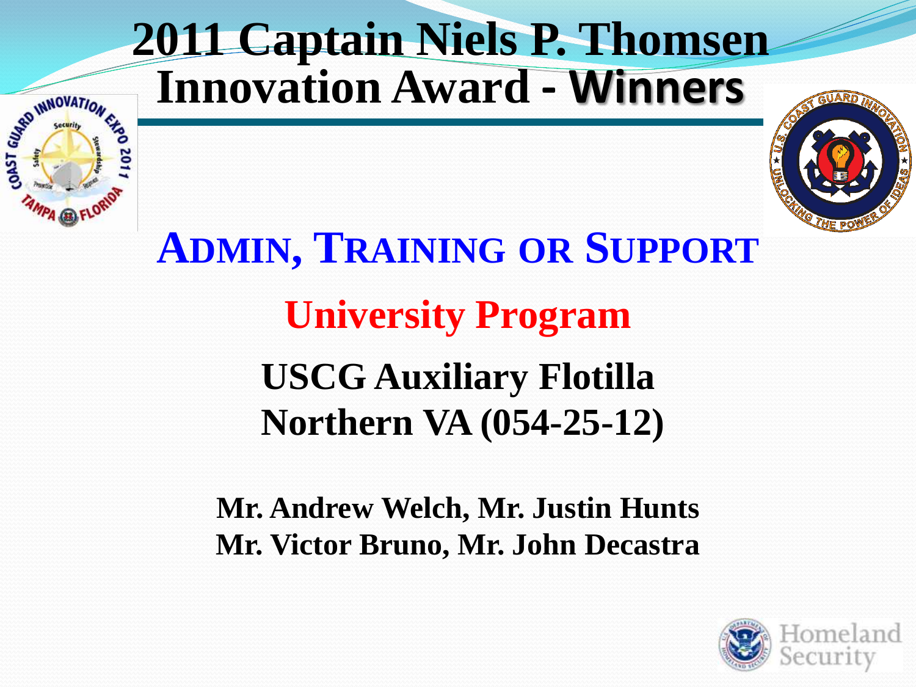# 2011 Captain Niels P. Thomsen Innovation Award - Winners

## ADMIN, TRAINING OR SUPPORT

### University Program

**USCG Auxiliary Flotilla Northern VA (054-25-12)**

**Mr. Andrew Welch, Mr. Justin Hunts**
**Mr. Victor Bruno, Mr. John Decastra**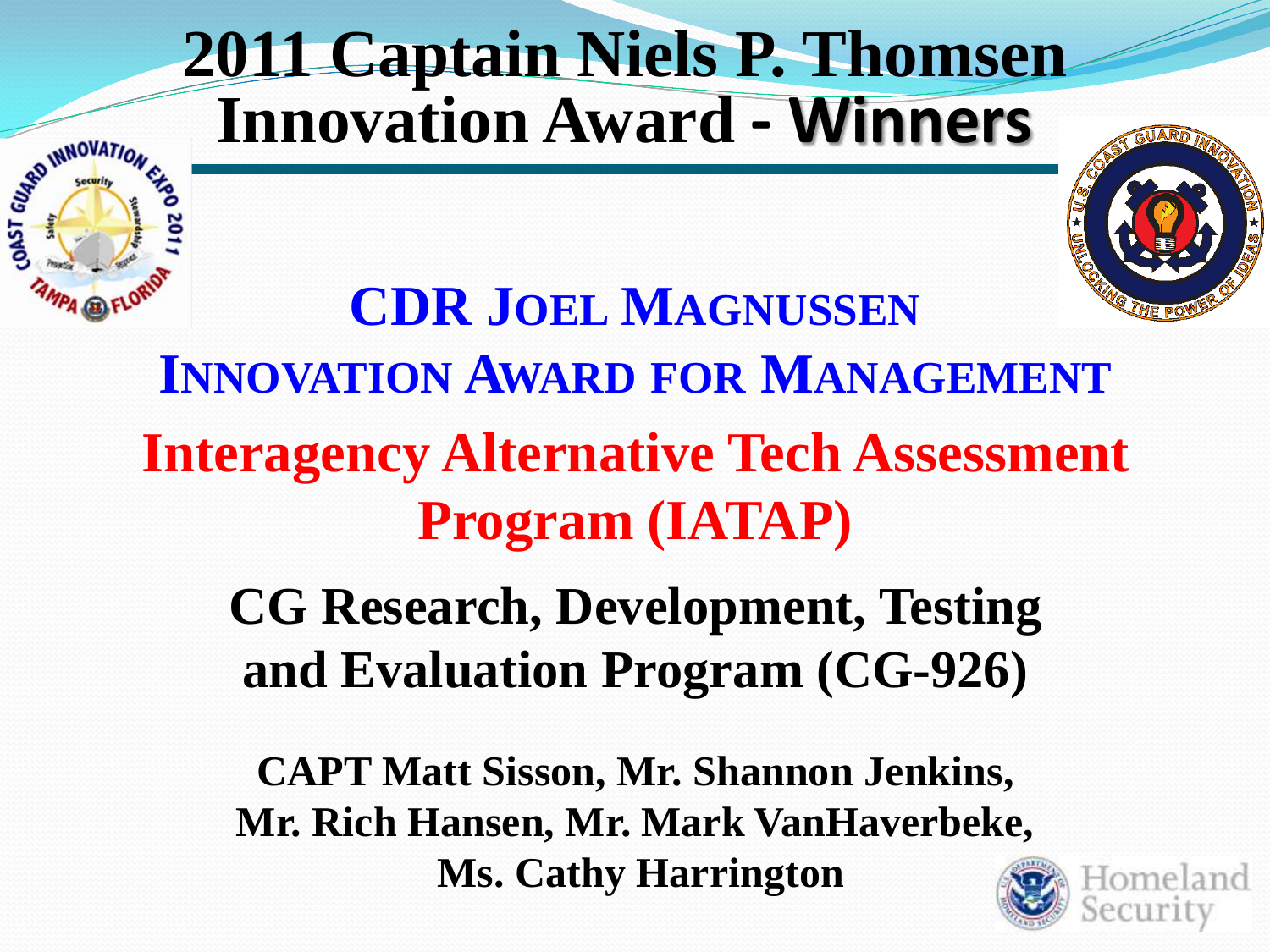# 2011 Captain Niels P. Thomsen Innovation Award - Winners

## CDR Joel Magnussen Innovation Award for Management

## Interagency Alternative Tech Assessment Program (IATAP)

**CG Research, Development, Testing and Evaluation Program (CG-926)**

**CAPT Matt Sisson, Mr. Shannon Jenkins, Mr. Rich Hansen, Mr. Mark VanHaverbeke, Ms. Cathy Harrington**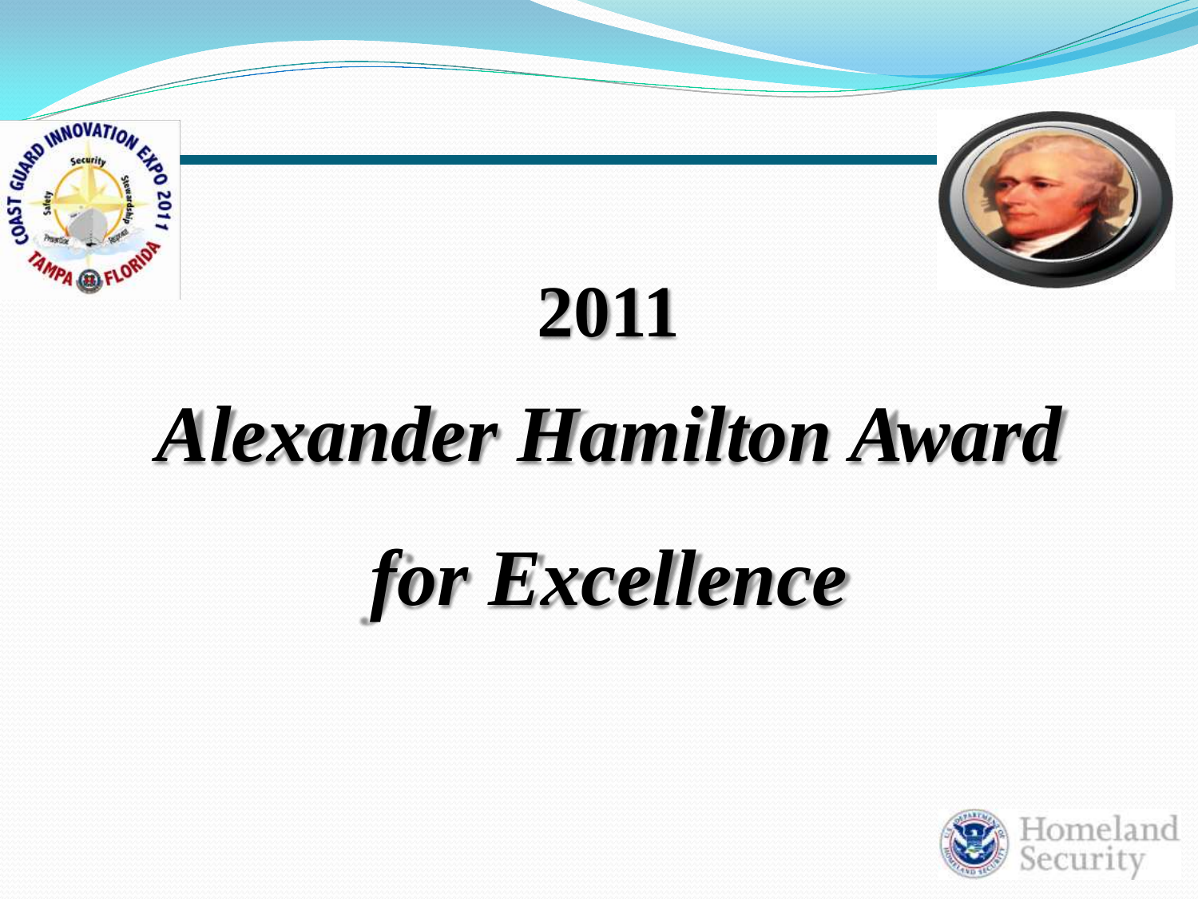# 2011

# *Alexander Hamilton Award*

# *for Excellence*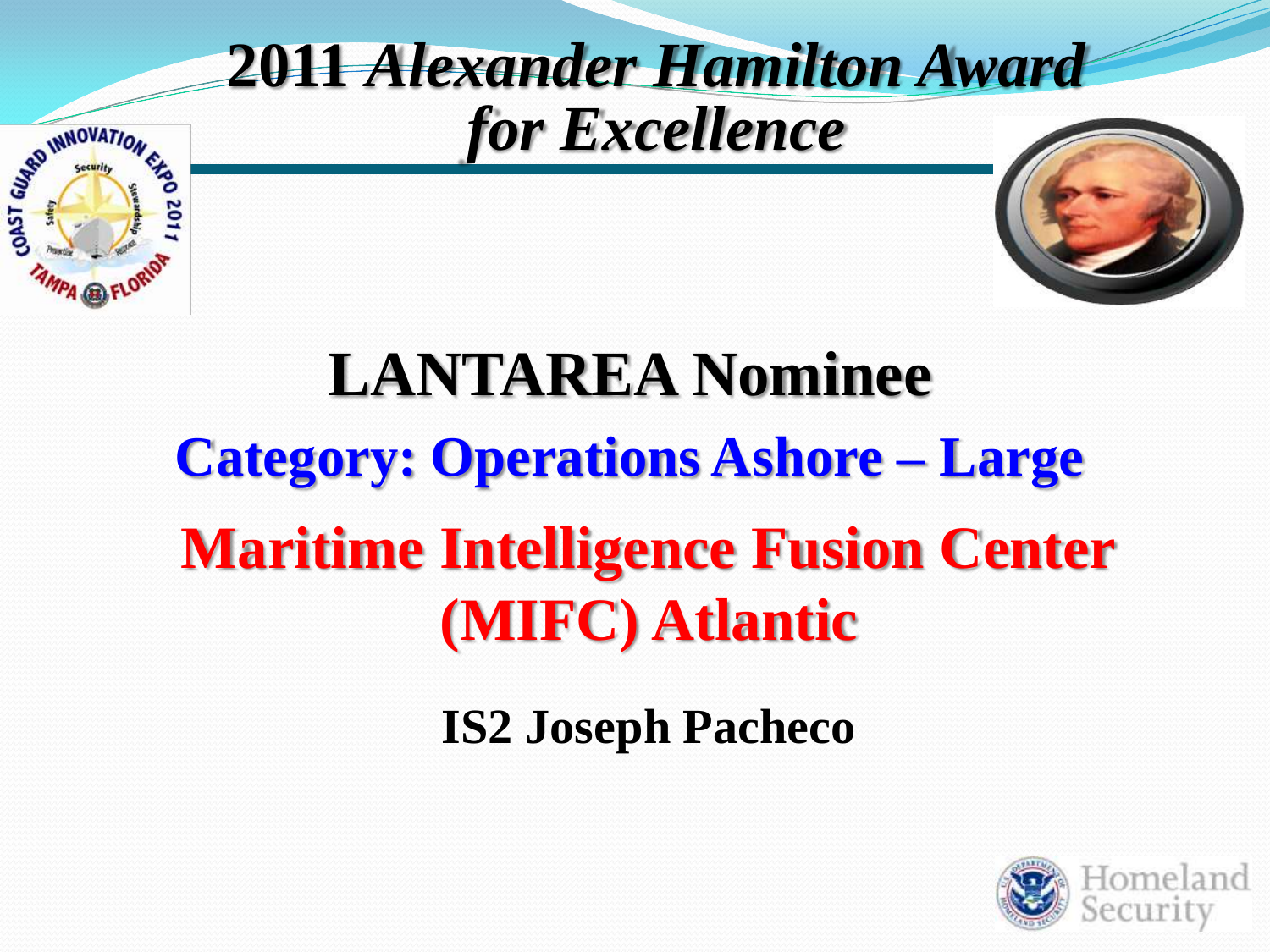# 2011 *Alexander Hamilton Award for Excellence*

## LANTAREA Nominee

**Category: Operations Ashore – Large**

**Maritime Intelligence Fusion Center (MIFC) Atlantic**

**IS2 Joseph Pacheco**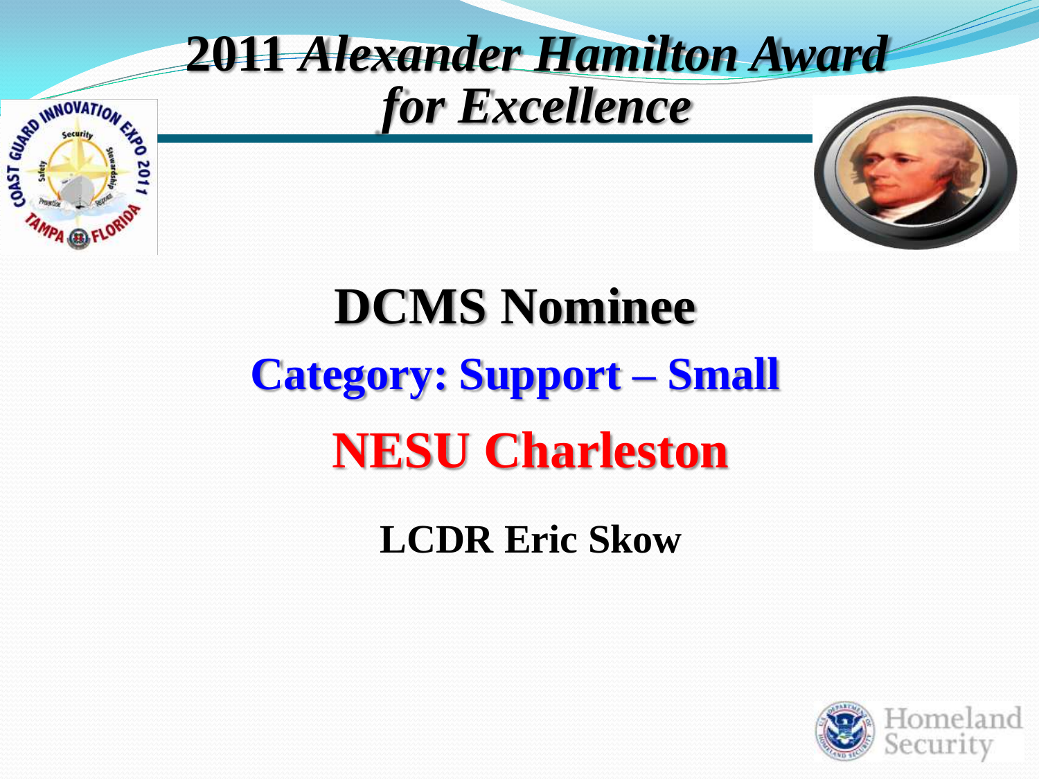# 2011 *Alexander Hamilton Award for Excellence*

## DCMS Nominee

**Category: Support – Small**

**NESU Charleston**

**LCDR Eric Skow**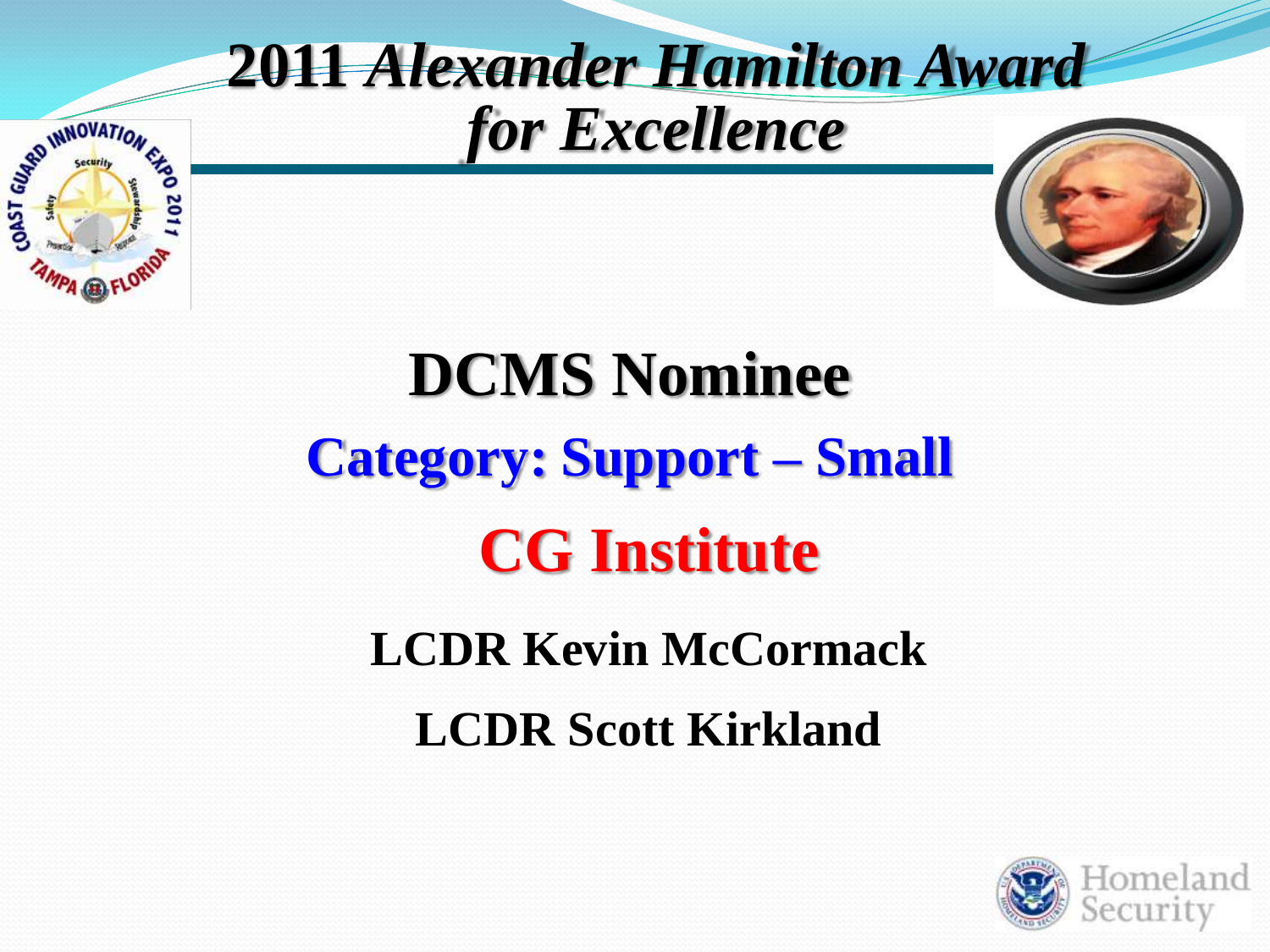# 2011 *Alexander Hamilton Award for Excellence*

## DCMS Nominee

**Category: Support – Small**

**CG Institute**

**LCDR Kevin McCormack**

**LCDR Scott Kirkland**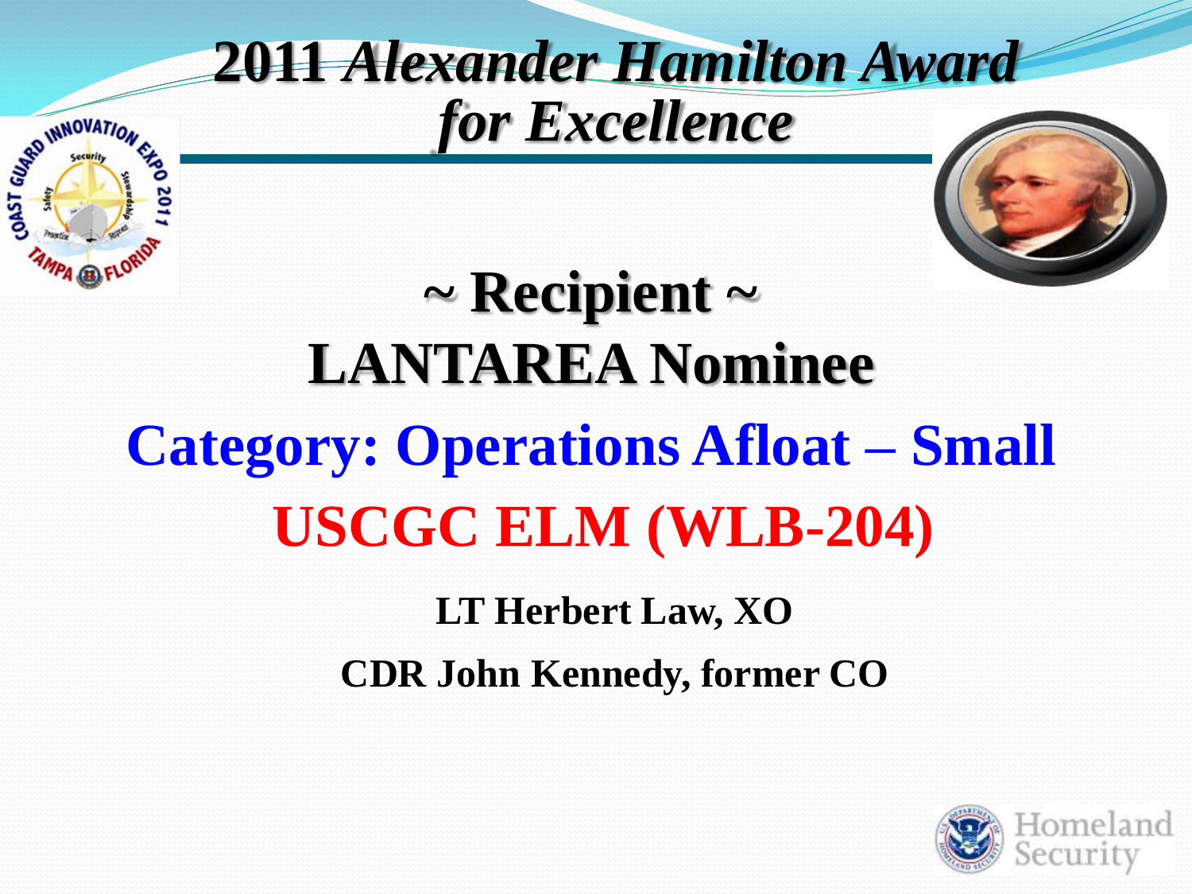# 2011 *Alexander Hamilton Award for Excellence*

## ~ Recipient ~

## LANTAREA Nominee

## Category: Operations Afloat – Small

## USCGC ELM (WLB-204)

**LT Herbert Law, XO**

**CDR John Kennedy, former CO**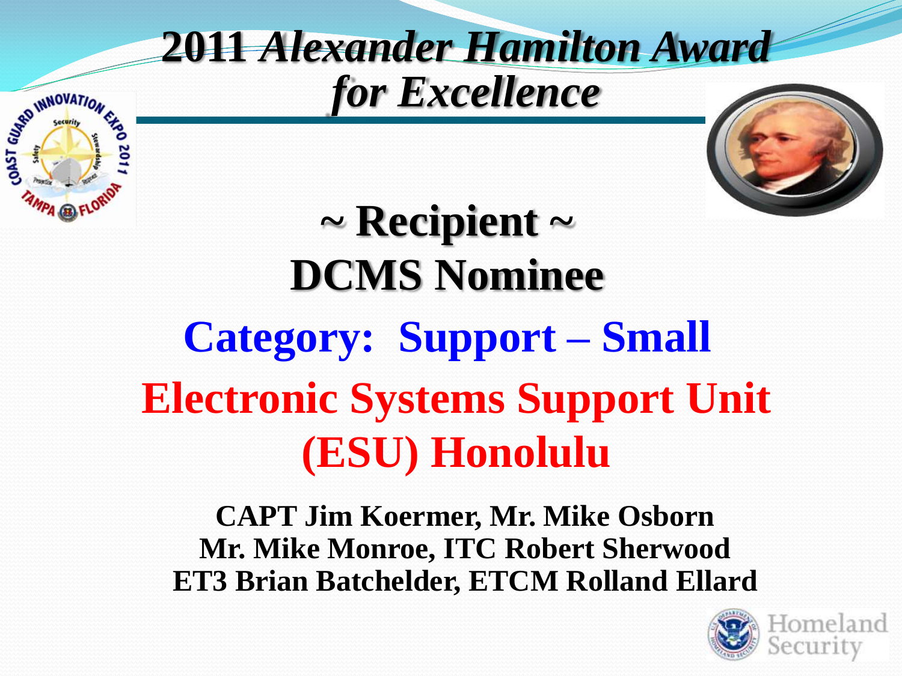# 2011 *Alexander Hamilton Award for Excellence*

## ~ Recipient ~

## DCMS Nominee

**Category: Support – Small**

**Electronic Systems Support Unit (ESU) Honolulu**

**CAPT Jim Koermer, Mr. Mike Osborn**
**Mr. Mike Monroe, ITC Robert Sherwood**
**ET3 Brian Batchelder, ETCM Rolland Ellard**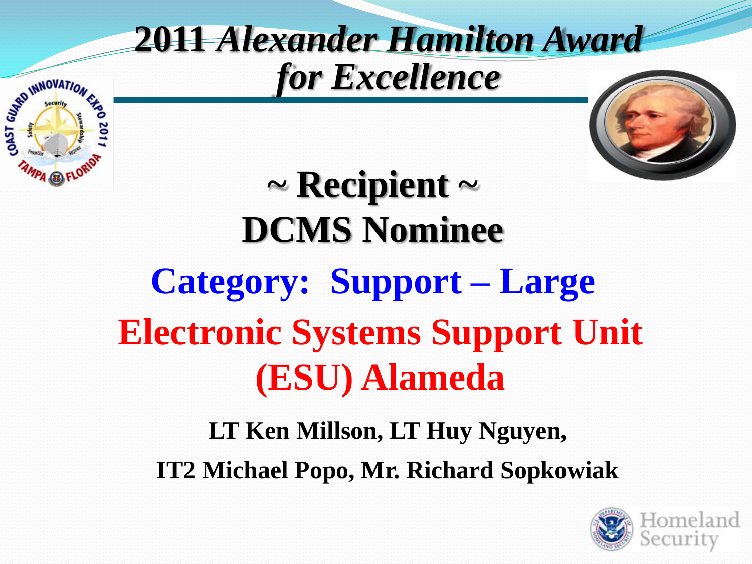# 2011 *Alexander Hamilton Award for Excellence*

## ~ Recipient ~

## DCMS Nominee

**Category: Support – Large**

**Electronic Systems Support Unit (ESU) Alameda**

**LT Ken Millson, LT Huy Nguyen,**

**IT2 Michael Popo, Mr. Richard Sopkowiak**